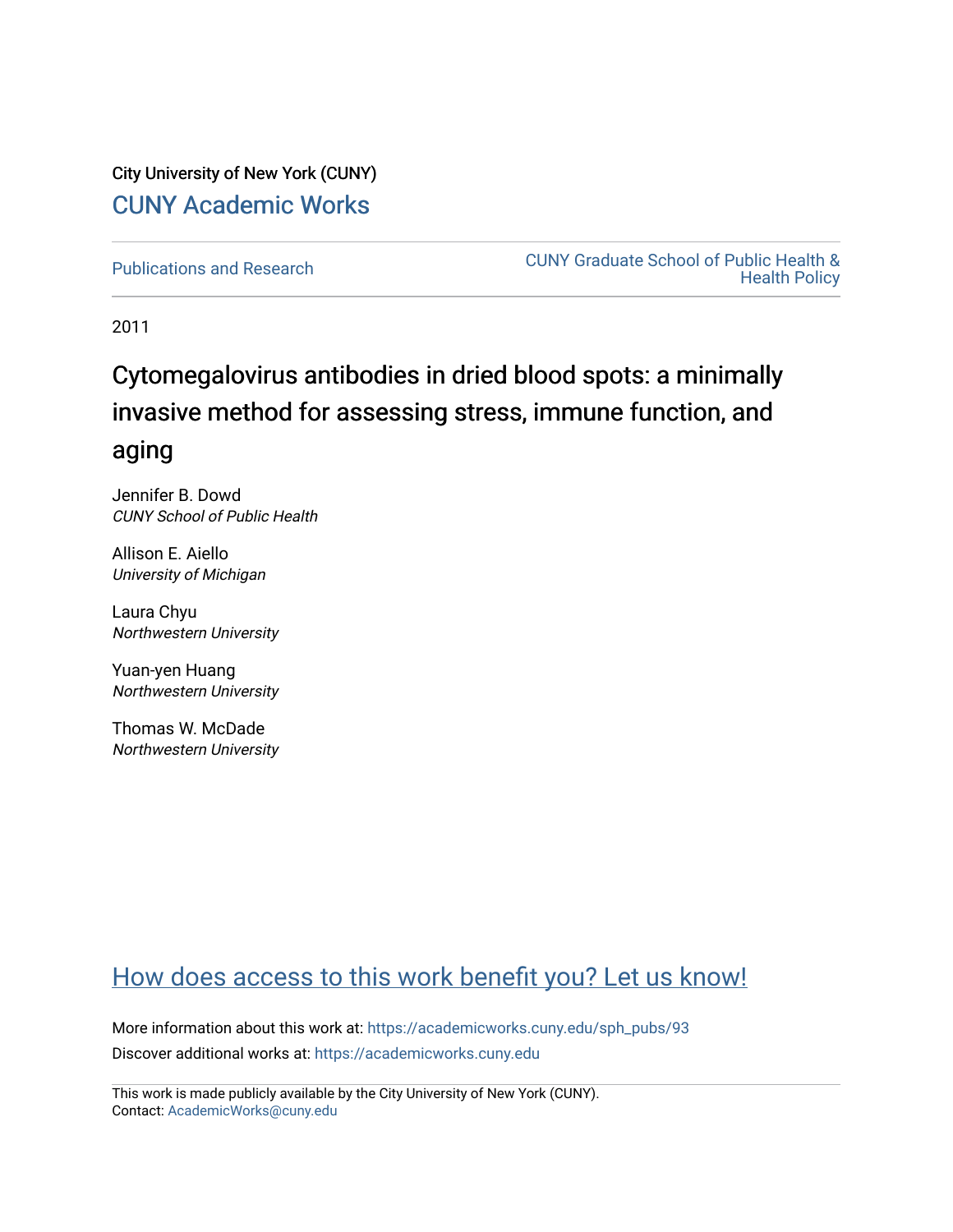City University of New York (CUNY)

CUNY Academic Works

Publications and Research

CUNY Graduate School of Public Health & Health Policy

2011

# Cytomegalovirus antibodies in dried blood spots: a minimally invasive method for assessing stress, immune function, and aging

Jennifer B. Dowd
*CUNY School of Public Health*

Allison E. Aiello
*University of Michigan*

Laura Chyu
*Northwestern University*

Yuan-yen Huang
*Northwestern University*

Thomas W. McDade
*Northwestern University*

How does access to this work benefit you? Let us know!

More information about this work at: https://academicworks.cuny.edu/sph_pubs/93

Discover additional works at: https://academicworks.cuny.edu

This work is made publicly available by the City University of New York (CUNY).
Contact: AcademicWorks@cuny.edu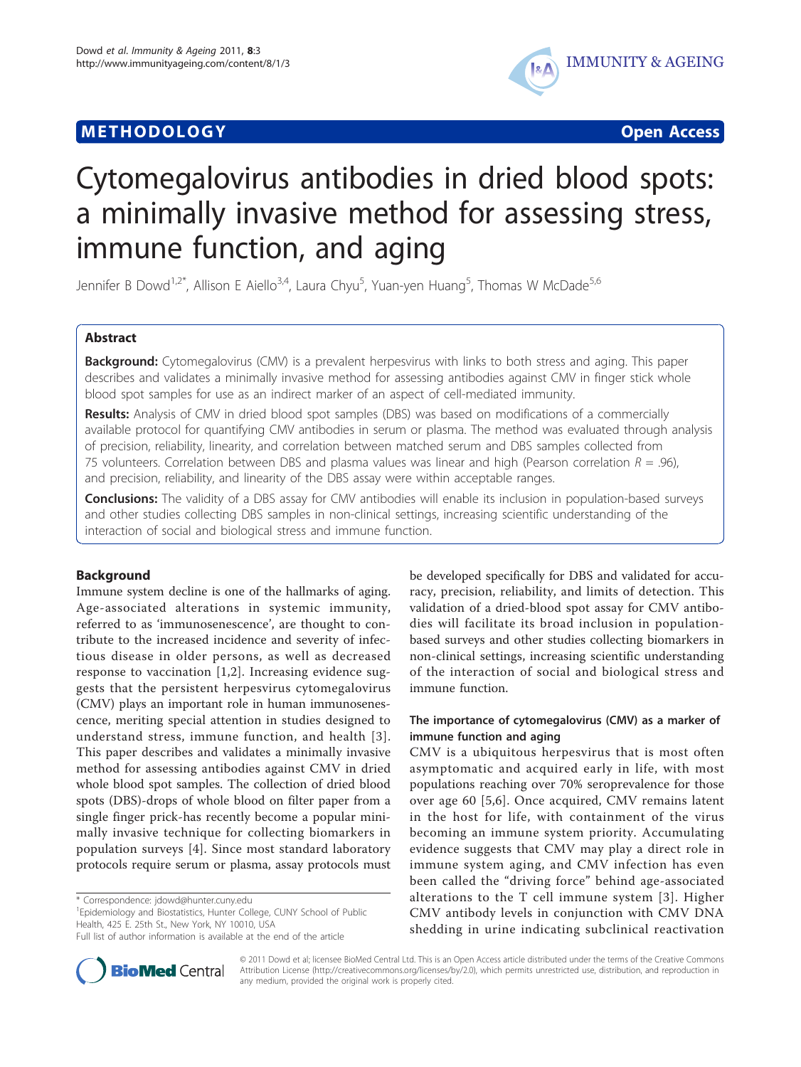# Cytomegalovirus antibodies in dried blood spots: a minimally invasive method for assessing stress, immune function, and aging

Jennifer B Dowd[1,2*], Allison E Aiello[3,4], Laura Chyu[5], Yuan-yen Huang[5], Thomas W McDade[5,6]

## Abstract

**Background:** Cytomegalovirus (CMV) is a prevalent herpesvirus with links to both stress and aging. This paper describes and validates a minimally invasive method for assessing antibodies against CMV in finger stick whole blood spot samples for use as an indirect marker of an aspect of cell-mediated immunity.

**Results:** Analysis of CMV in dried blood spot samples (DBS) was based on modifications of a commercially available protocol for quantifying CMV antibodies in serum or plasma. The method was evaluated through analysis of precision, reliability, linearity, and correlation between matched serum and DBS samples collected from 75 volunteers. Correlation between DBS and plasma values was linear and high (Pearson correlation $R = .96$), and precision, reliability, and linearity of the DBS assay were within acceptable ranges.

**Conclusions:** The validity of a DBS assay for CMV antibodies will enable its inclusion in population-based surveys and other studies collecting DBS samples in non-clinical settings, increasing scientific understanding of the interaction of social and biological stress and immune function.

## Background

Immune system decline is one of the hallmarks of aging. Age-associated alterations in systemic immunity, referred to as 'immunosenescence', are thought to contribute to the increased incidence and severity of infectious disease in older persons, as well as decreased response to vaccination [1,2]. Increasing evidence suggests that the persistent herpesvirus cytomegalovirus (CMV) plays an important role in human immunosenescence, meriting special attention in studies designed to understand stress, immune function, and health [3]. This paper describes and validates a minimally invasive method for assessing antibodies against CMV in dried whole blood spot samples. The collection of dried blood spots (DBS)-drops of whole blood on filter paper from a single finger prick-has recently become a popular minimally invasive technique for collecting biomarkers in population surveys [4]. Since most standard laboratory protocols require serum or plasma, assay protocols must be developed specifically for DBS and validated for accuracy, precision, reliability, and limits of detection. This validation of a dried-blood spot assay for CMV antibodies will facilitate its broad inclusion in population-based surveys and other studies collecting biomarkers in non-clinical settings, increasing scientific understanding of the interaction of social and biological stress and immune function.

### The importance of cytomegalovirus (CMV) as a marker of immune function and aging

CMV is a ubiquitous herpesvirus that is most often asymptomatic and acquired early in life, with most populations reaching over 70% seroprevalence for those over age 60 [5,6]. Once acquired, CMV remains latent in the host for life, with containment of the virus becoming an immune system priority. Accumulating evidence suggests that CMV may play a direct role in immune system aging, and CMV infection has even been called the "driving force" behind age-associated alterations to the T cell immune system [3]. Higher CMV antibody levels in conjunction with CMV DNA shedding in urine indicating subclinical reactivation

\* Correspondence: jdowd@hunter.cuny.edu
[1]Epidemiology and Biostatistics, Hunter College, CUNY School of Public Health, 425 E. 25th St., New York, NY 10010, USA
Full list of author information is available at the end of the article

© 2011 Dowd et al; licensee BioMed Central Ltd. This is an Open Access article distributed under the terms of the Creative Commons Attribution License (http://creativecommons.org/licenses/by/2.0), which permits unrestricted use, distribution, and reproduction in any medium, provided the original work is properly cited.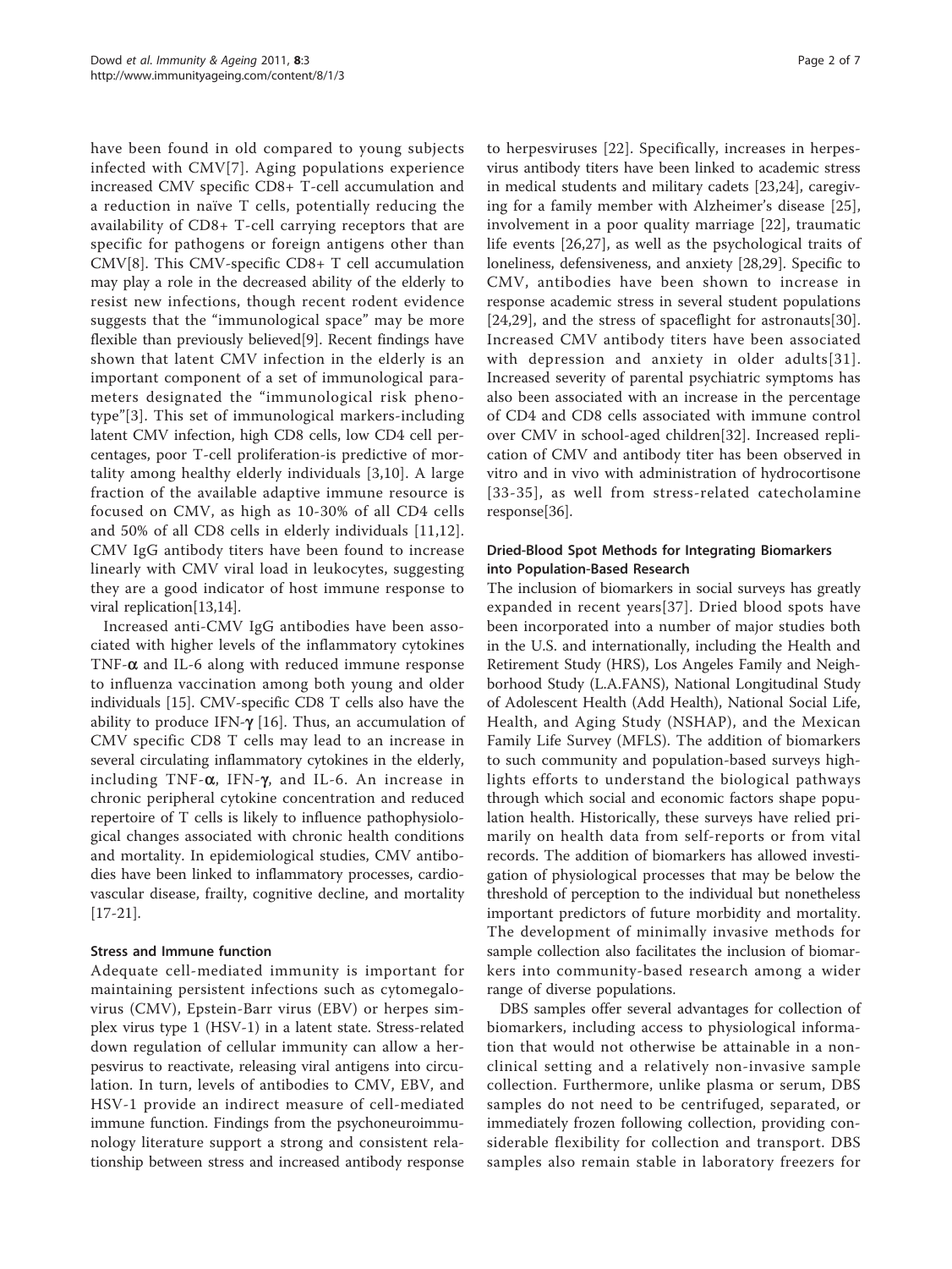have been found in old compared to young subjects infected with CMV[7]. Aging populations experience increased CMV specific CD8+ T-cell accumulation and a reduction in naïve T cells, potentially reducing the availability of CD8+ T-cell carrying receptors that are specific for pathogens or foreign antigens other than CMV[8]. This CMV-specific CD8+ T cell accumulation may play a role in the decreased ability of the elderly to resist new infections, though recent rodent evidence suggests that the "immunological space" may be more flexible than previously believed[9]. Recent findings have shown that latent CMV infection in the elderly is an important component of a set of immunological parameters designated the "immunological risk phenotype"[3]. This set of immunological markers-including latent CMV infection, high CD8 cells, low CD4 cell percentages, poor T-cell proliferation-is predictive of mortality among healthy elderly individuals [3,10]. A large fraction of the available adaptive immune resource is focused on CMV, as high as 10-30% of all CD4 cells and 50% of all CD8 cells in elderly individuals [11,12]. CMV IgG antibody titers have been found to increase linearly with CMV viral load in leukocytes, suggesting they are a good indicator of host immune response to viral replication[13,14].

Increased anti-CMV IgG antibodies have been associated with higher levels of the inflammatory cytokines TNF-$\alpha$ and IL-6 along with reduced immune response to influenza vaccination among both young and older individuals [15]. CMV-specific CD8 T cells also have the ability to produce IFN-$\gamma$ [16]. Thus, an accumulation of CMV specific CD8 T cells may lead to an increase in several circulating inflammatory cytokines in the elderly, including TNF-$\alpha$, IFN-$\gamma$, and IL-6. An increase in chronic peripheral cytokine concentration and reduced repertoire of T cells is likely to influence pathophysiological changes associated with chronic health conditions and mortality. In epidemiological studies, CMV antibodies have been linked to inflammatory processes, cardiovascular disease, frailty, cognitive decline, and mortality [17-21].

### Stress and Immune function

Adequate cell-mediated immunity is important for maintaining persistent infections such as cytomegalovirus (CMV), Epstein-Barr virus (EBV) or herpes simplex virus type 1 (HSV-1) in a latent state. Stress-related down regulation of cellular immunity can allow a herpesvirus to reactivate, releasing viral antigens into circulation. In turn, levels of antibodies to CMV, EBV, and HSV-1 provide an indirect measure of cell-mediated immune function. Findings from the psychoneuroimmunology literature support a strong and consistent relationship between stress and increased antibody response to herpesviruses [22]. Specifically, increases in herpesvirus antibody titers have been linked to academic stress in medical students and military cadets [23,24], caregiving for a family member with Alzheimer's disease [25], involvement in a poor quality marriage [22], traumatic life events [26,27], as well as the psychological traits of loneliness, defensiveness, and anxiety [28,29]. Specific to CMV, antibodies have been shown to increase in response academic stress in several student populations [24,29], and the stress of spaceflight for astronauts[30]. Increased CMV antibody titers have been associated with depression and anxiety in older adults[31]. Increased severity of parental psychiatric symptoms has also been associated with an increase in the percentage of CD4 and CD8 cells associated with immune control over CMV in school-aged children[32]. Increased replication of CMV and antibody titer has been observed in vitro and in vivo with administration of hydrocortisone [33-35], as well from stress-related catecholamine response[36].

### Dried-Blood Spot Methods for Integrating Biomarkers into Population-Based Research

The inclusion of biomarkers in social surveys has greatly expanded in recent years[37]. Dried blood spots have been incorporated into a number of major studies both in the U.S. and internationally, including the Health and Retirement Study (HRS), Los Angeles Family and Neighborhood Study (L.A.FANS), National Longitudinal Study of Adolescent Health (Add Health), National Social Life, Health, and Aging Study (NSHAP), and the Mexican Family Life Survey (MFLS). The addition of biomarkers to such community and population-based surveys highlights efforts to understand the biological pathways through which social and economic factors shape population health. Historically, these surveys have relied primarily on health data from self-reports or from vital records. The addition of biomarkers has allowed investigation of physiological processes that may be below the threshold of perception to the individual but nonetheless important predictors of future morbidity and mortality. The development of minimally invasive methods for sample collection also facilitates the inclusion of biomarkers into community-based research among a wider range of diverse populations.

DBS samples offer several advantages for collection of biomarkers, including access to physiological information that would not otherwise be attainable in a nonclinical setting and a relatively non-invasive sample collection. Furthermore, unlike plasma or serum, DBS samples do not need to be centrifuged, separated, or immediately frozen following collection, providing considerable flexibility for collection and transport. DBS samples also remain stable in laboratory freezers for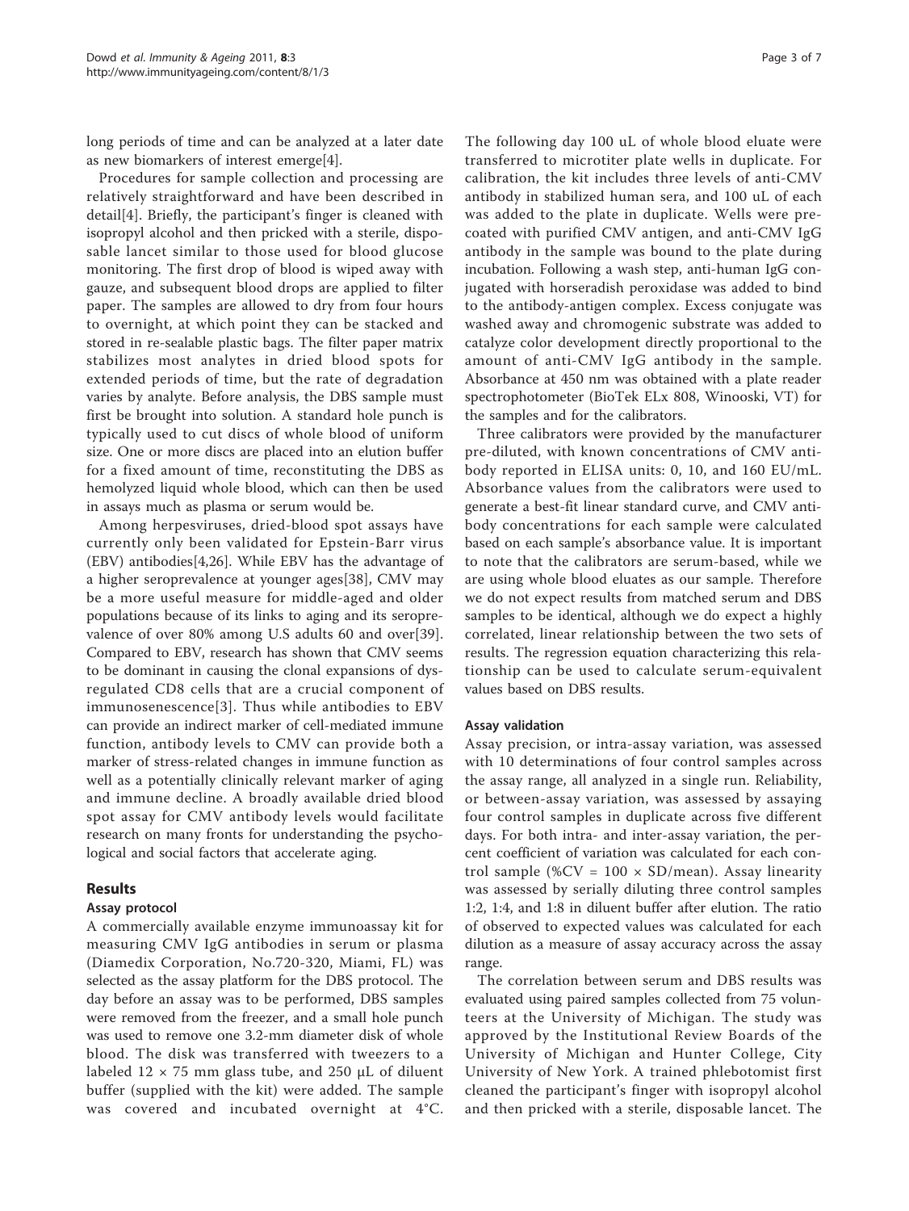long periods of time and can be analyzed at a later date as new biomarkers of interest emerge[4].

Procedures for sample collection and processing are relatively straightforward and have been described in detail[4]. Briefly, the participant's finger is cleaned with isopropyl alcohol and then pricked with a sterile, disposable lancet similar to those used for blood glucose monitoring. The first drop of blood is wiped away with gauze, and subsequent blood drops are applied to filter paper. The samples are allowed to dry from four hours to overnight, at which point they can be stacked and stored in re-sealable plastic bags. The filter paper matrix stabilizes most analytes in dried blood spots for extended periods of time, but the rate of degradation varies by analyte. Before analysis, the DBS sample must first be brought into solution. A standard hole punch is typically used to cut discs of whole blood of uniform size. One or more discs are placed into an elution buffer for a fixed amount of time, reconstituting the DBS as hemolyzed liquid whole blood, which can then be used in assays much as plasma or serum would be.

Among herpesviruses, dried-blood spot assays have currently only been validated for Epstein-Barr virus (EBV) antibodies[4,26]. While EBV has the advantage of a higher seroprevalence at younger ages[38], CMV may be a more useful measure for middle-aged and older populations because of its links to aging and its seroprevalence of over 80% among U.S adults 60 and over[39]. Compared to EBV, research has shown that CMV seems to be dominant in causing the clonal expansions of dysregulated CD8 cells that are a crucial component of immunosenescence[3]. Thus while antibodies to EBV can provide an indirect marker of cell-mediated immune function, antibody levels to CMV can provide both a marker of stress-related changes in immune function as well as a potentially clinically relevant marker of aging and immune decline. A broadly available dried blood spot assay for CMV antibody levels would facilitate research on many fronts for understanding the psychological and social factors that accelerate aging.

## Results

### Assay protocol

A commercially available enzyme immunoassay kit for measuring CMV IgG antibodies in serum or plasma (Diamedix Corporation, No.720-320, Miami, FL) was selected as the assay platform for the DBS protocol. The day before an assay was to be performed, DBS samples were removed from the freezer, and a small hole punch was used to remove one 3.2-mm diameter disk of whole blood. The disk was transferred with tweezers to a labeled 12 × 75 mm glass tube, and 250 μL of diluent buffer (supplied with the kit) were added. The sample was covered and incubated overnight at 4°C. The following day 100 uL of whole blood eluate were transferred to microtiter plate wells in duplicate. For calibration, the kit includes three levels of anti-CMV antibody in stabilized human sera, and 100 uL of each was added to the plate in duplicate. Wells were precoated with purified CMV antigen, and anti-CMV IgG antibody in the sample was bound to the plate during incubation. Following a wash step, anti-human IgG conjugated with horseradish peroxidase was added to bind to the antibody-antigen complex. Excess conjugate was washed away and chromogenic substrate was added to catalyze color development directly proportional to the amount of anti-CMV IgG antibody in the sample. Absorbance at 450 nm was obtained with a plate reader spectrophotometer (BioTek ELx 808, Winooski, VT) for the samples and for the calibrators.

Three calibrators were provided by the manufacturer pre-diluted, with known concentrations of CMV antibody reported in ELISA units: 0, 10, and 160 EU/mL. Absorbance values from the calibrators were used to generate a best-fit linear standard curve, and CMV antibody concentrations for each sample were calculated based on each sample's absorbance value. It is important to note that the calibrators are serum-based, while we are using whole blood eluates as our sample. Therefore we do not expect results from matched serum and DBS samples to be identical, although we do expect a highly correlated, linear relationship between the two sets of results. The regression equation characterizing this relationship can be used to calculate serum-equivalent values based on DBS results.

### Assay validation

Assay precision, or intra-assay variation, was assessed with 10 determinations of four control samples across the assay range, all analyzed in a single run. Reliability, or between-assay variation, was assessed by assaying four control samples in duplicate across five different days. For both intra- and inter-assay variation, the percent coefficient of variation was calculated for each control sample (%CV = 100 × SD/mean). Assay linearity was assessed by serially diluting three control samples 1:2, 1:4, and 1:8 in diluent buffer after elution. The ratio of observed to expected values was calculated for each dilution as a measure of assay accuracy across the assay range.

The correlation between serum and DBS results was evaluated using paired samples collected from 75 volunteers at the University of Michigan. The study was approved by the Institutional Review Boards of the University of Michigan and Hunter College, City University of New York. A trained phlebotomist first cleaned the participant's finger with isopropyl alcohol and then pricked with a sterile, disposable lancet. The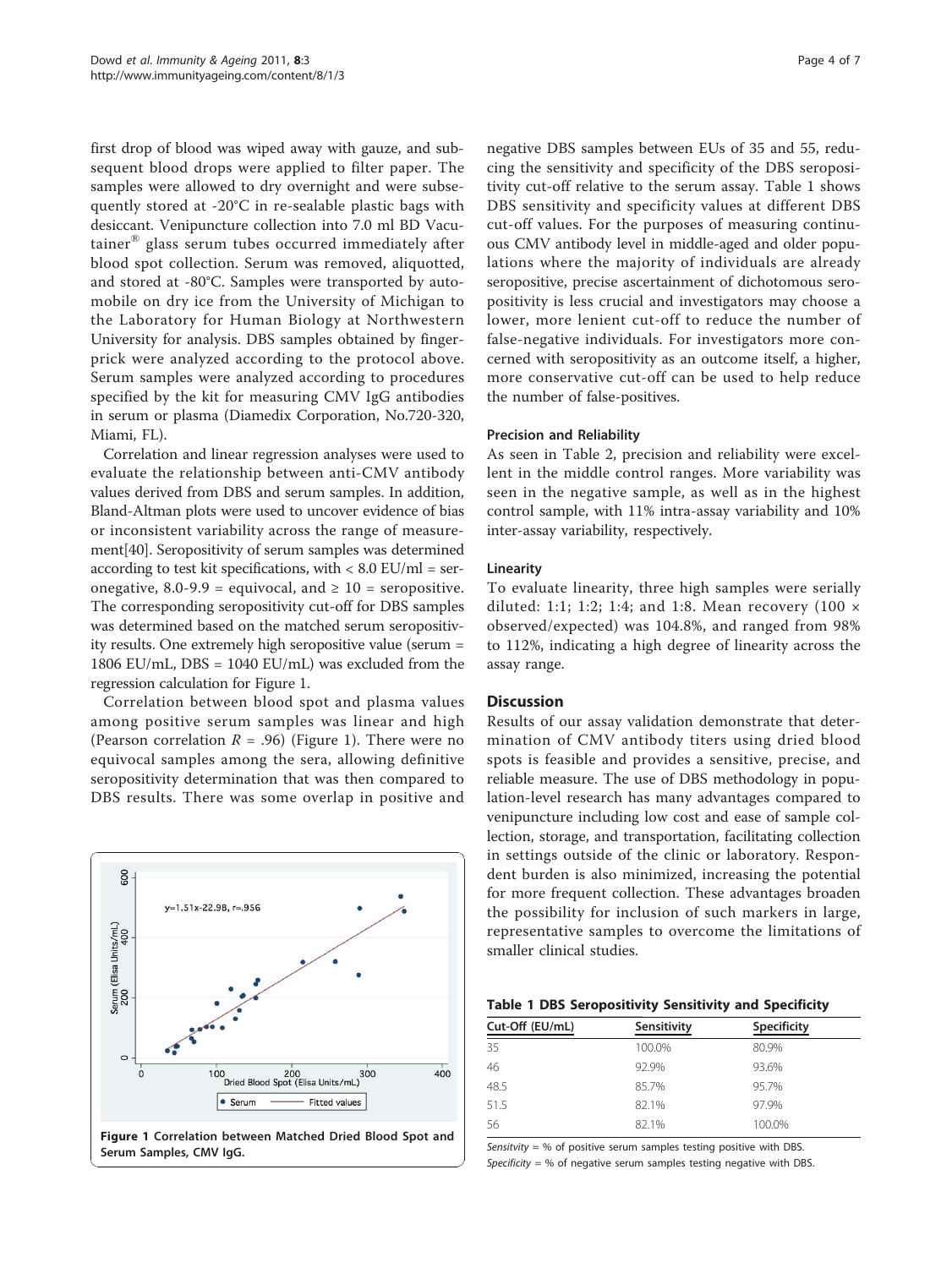first drop of blood was wiped away with gauze, and subsequent blood drops were applied to filter paper. The samples were allowed to dry overnight and were subsequently stored at -20°C in re-sealable plastic bags with desiccant. Venipuncture collection into 7.0 ml BD Vacutainer® glass serum tubes occurred immediately after blood spot collection. Serum was removed, aliquotted, and stored at -80°C. Samples were transported by automobile on dry ice from the University of Michigan to the Laboratory for Human Biology at Northwestern University for analysis. DBS samples obtained by fingerprick were analyzed according to the protocol above. Serum samples were analyzed according to procedures specified by the kit for measuring CMV IgG antibodies in serum or plasma (Diamedix Corporation, No.720-320, Miami, FL).

Correlation and linear regression analyses were used to evaluate the relationship between anti-CMV antibody values derived from DBS and serum samples. In addition, Bland-Altman plots were used to uncover evidence of bias or inconsistent variability across the range of measurement[40]. Seropositivity of serum samples was determined according to test kit specifications, with < 8.0 EU/ml = seronegative, 8.0-9.9 = equivocal, and ≥ 10 = seropositive. The corresponding seropositivity cut-off for DBS samples was determined based on the matched serum seropositivity results. One extremely high seropositive value (serum = 1806 EU/mL, DBS = 1040 EU/mL) was excluded from the regression calculation for Figure 1.

Correlation between blood spot and plasma values among positive serum samples was linear and high (Pearson correlation $R = .96$) (Figure 1). There were no equivocal samples among the sera, allowing definitive seropositivity determination that was then compared to DBS results. There was some overlap in positive and negative DBS samples between EUs of 35 and 55, reducing the sensitivity and specificity of the DBS seropositivity cut-off relative to the serum assay. Table 1 shows DBS sensitivity and specificity values at different DBS cut-off values. For the purposes of measuring continuous CMV antibody level in middle-aged and older populations where the majority of individuals are already seropositive, precise ascertainment of dichotomous seropositivity is less crucial and investigators may choose a lower, more lenient cut-off to reduce the number of false-negative individuals. For investigators more concerned with seropositivity as an outcome itself, a higher, more conservative cut-off can be used to help reduce the number of false-positives.

**Figure 1 Correlation between Matched Dried Blood Spot and Serum Samples, CMV IgG.**

### Precision and Reliability

As seen in Table 2, precision and reliability were excellent in the middle control ranges. More variability was seen in the negative sample, as well as in the highest control sample, with 11% intra-assay variability and 10% inter-assay variability, respectively.

### Linearity

To evaluate linearity, three high samples were serially diluted: 1:1; 1:2; 1:4; and 1:8. Mean recovery (100 × observed/expected) was 104.8%, and ranged from 98% to 112%, indicating a high degree of linearity across the assay range.

## Discussion

Results of our assay validation demonstrate that determination of CMV antibody titers using dried blood spots is feasible and provides a sensitive, precise, and reliable measure. The use of DBS methodology in population-level research has many advantages compared to venipuncture including low cost and ease of sample collection, storage, and transportation, facilitating collection in settings outside of the clinic or laboratory. Respondent burden is also minimized, increasing the potential for more frequent collection. These advantages broaden the possibility for inclusion of such markers in large, representative samples to overcome the limitations of smaller clinical studies.

**Table 1 DBS Seropositivity Sensitivity and Specificity**

| Cut-Off (EU/mL) | Sensitivity | Specificity |
|---|---|---|
| 35 | 100.0% | 80.9% |
| 46 | 92.9% | 93.6% |
| 48.5 | 85.7% | 95.7% |
| 51.5 | 82.1% | 97.9% |
| 56 | 82.1% | 100.0% |

*Sensitivity* = % of positive serum samples testing positive with DBS.
*Specificity* = % of negative serum samples testing negative with DBS.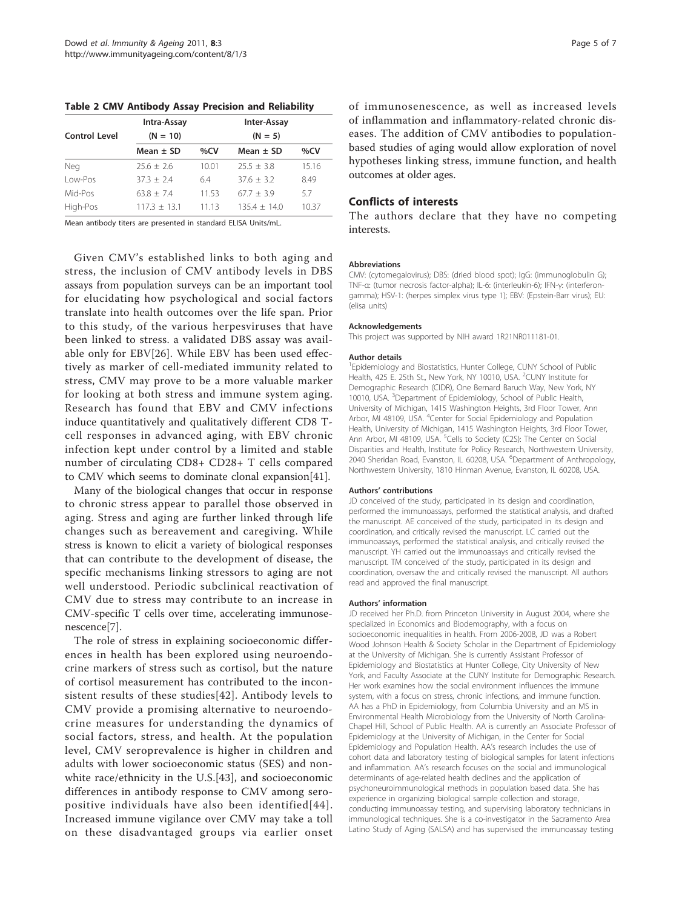**Table 2 CMV Antibody Assay Precision and Reliability**

| Control Level | Intra-Assay (N = 10) | | Inter-Assay (N = 5) | |
|---|---|---|---|---|
| | Mean ± SD | %CV | Mean ± SD | %CV |
| Neg | 25.6 ± 2.6 | 10.01 | 25.5 ± 3.8 | 15.16 |
| Low-Pos | 37.3 ± 2.4 | 6.4 | 37.6 ± 3.2 | 8.49 |
| Mid-Pos | 63.8 ± 7.4 | 11.53 | 67.7 ± 3.9 | 5.7 |
| High-Pos | 117.3 ± 13.1 | 11.13 | 135.4 ± 14.0 | 10.37 |

Mean antibody titers are presented in standard ELISA Units/mL.

Given CMV's established links to both aging and stress, the inclusion of CMV antibody levels in DBS assays from population surveys can be an important tool for elucidating how psychological and social factors translate into health outcomes over the life span. Prior to this study, of the various herpesviruses that have been linked to stress. a validated DBS assay was available only for EBV[26]. While EBV has been used effectively as marker of cell-mediated immunity related to stress, CMV may prove to be a more valuable marker for looking at both stress and immune system aging. Research has found that EBV and CMV infections induce quantitatively and qualitatively different CD8 T-cell responses in advanced aging, with EBV chronic infection kept under control by a limited and stable number of circulating CD8+ CD28+ T cells compared to CMV which seems to dominate clonal expansion[41].

Many of the biological changes that occur in response to chronic stress appear to parallel those observed in aging. Stress and aging are further linked through life changes such as bereavement and caregiving. While stress is known to elicit a variety of biological responses that can contribute to the development of disease, the specific mechanisms linking stressors to aging are not well understood. Periodic subclinical reactivation of CMV due to stress may contribute to an increase in CMV-specific T cells over time, accelerating immunosenescence[7].

The role of stress in explaining socioeconomic differences in health has been explored using neuroendocrine markers of stress such as cortisol, but the nature of cortisol measurement has contributed to the inconsistent results of these studies[42]. Antibody levels to CMV provide a promising alternative to neuroendocrine measures for understanding the dynamics of social factors, stress, and health. At the population level, CMV seroprevalence is higher in children and adults with lower socioeconomic status (SES) and non-white race/ethnicity in the U.S.[43], and socioeconomic differences in antibody response to CMV among seropositive individuals have also been identified[44]. Increased immune vigilance over CMV may take a toll on these disadvantaged groups via earlier onset of immunosenescence, as well as increased levels of inflammation and inflammatory-related chronic diseases. The addition of CMV antibodies to population-based studies of aging would allow exploration of novel hypotheses linking stress, immune function, and health outcomes at older ages.

## Conflicts of interests

The authors declare that they have no competing interests.

#### Abbreviations

CMV: (cytomegalovirus); DBS: (dried blood spot); IgG: (immunoglobulin G); TNF-α: (tumor necrosis factor-alpha); IL-6: (interleukin-6); IFN-γ: (interferon-gamma); HSV-1: (herpes simplex virus type 1); EBV: (Epstein-Barr virus); EU: (elisa units)

#### Acknowledgements

This project was supported by NIH award 1R21NR011181-01.

#### Author details

[1]Epidemiology and Biostatistics, Hunter College, CUNY School of Public Health, 425 E. 25th St., New York, NY 10010, USA. [2]CUNY Institute for Demographic Research (CIDR), One Bernard Baruch Way, New York, NY 10010, USA. [3]Department of Epidemiology, School of Public Health, University of Michigan, 1415 Washington Heights, 3rd Floor Tower, Ann Arbor, MI 48109, USA. [4]Center for Social Epidemiology and Population Health, University of Michigan, 1415 Washington Heights, 3rd Floor Tower, Ann Arbor, MI 48109, USA. [5]Cells to Society (C2S): The Center on Social Disparities and Health, Institute for Policy Research, Northwestern University, 2040 Sheridan Road, Evanston, IL 60208, USA. [6]Department of Anthropology, Northwestern University, 1810 Hinman Avenue, Evanston, IL 60208, USA.

#### Authors' contributions

JD conceived of the study, participated in its design and coordination, performed the immunoassays, performed the statistical analysis, and drafted the manuscript. AE conceived of the study, participated in its design and coordination, and critically revised the manuscript. LC carried out the immunoassays, performed the statistical analysis, and critically revised the manuscript. YH carried out the immunoassays and critically revised the manuscript. TM conceived of the study, participated in its design and coordination, oversaw the and critically revised the manuscript. All authors read and approved the final manuscript.

#### Authors' information

JD received her Ph.D. from Princeton University in August 2004, where she specialized in Economics and Biodemography, with a focus on socioeconomic inequalities in health. From 2006-2008, JD was a Robert Wood Johnson Health & Society Scholar in the Department of Epidemiology at the University of Michigan. She is currently Assistant Professor of Epidemiology and Biostatistics at Hunter College, City University of New York, and Faculty Associate at the CUNY Institute for Demographic Research. Her work examines how the social environment influences the immune system, with a focus on stress, chronic infections, and immune function. AA has a PhD in Epidemiology, from Columbia University and an MS in Environmental Health Microbiology from the University of North Carolina-Chapel Hill, School of Public Health. AA is currently an Associate Professor of Epidemiology at the University of Michigan, in the Center for Social Epidemiology and Population Health. AA's research includes the use of cohort data and laboratory testing of biological samples for latent infections and inflammation. AA's research focuses on the social and immunological determinants of age-related health declines and the application of psychoneuroimmunological methods in population based data. She has experience in organizing biological sample collection and storage, conducting immunoassay testing, and supervising laboratory technicians in immunological techniques. She is a co-investigator in the Sacramento Area Latino Study of Aging (SALSA) and has supervised the immunoassay testing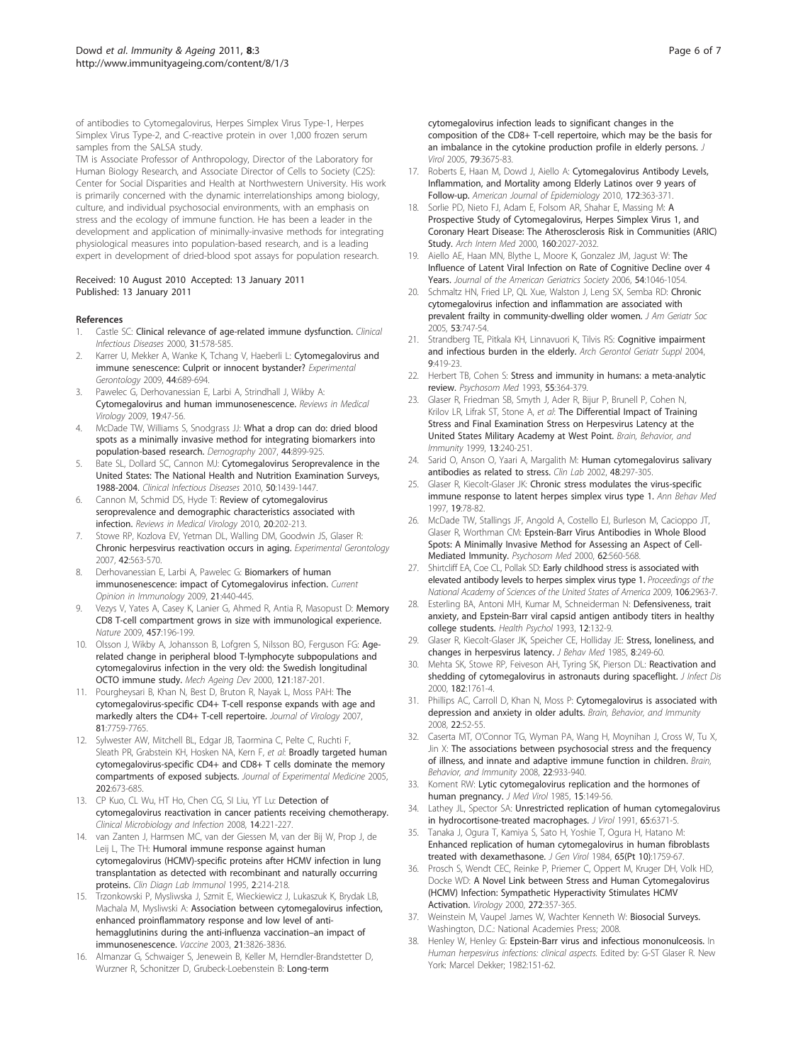of antibodies to Cytomegalovirus, Herpes Simplex Virus Type-1, Herpes Simplex Virus Type-2, and C-reactive protein in over 1,000 frozen serum samples from the SALSA study.

TM is Associate Professor of Anthropology, Director of the Laboratory for Human Biology Research, and Associate Director of Cells to Society (C2S): Center for Social Disparities and Health at Northwestern University. His work is primarily concerned with the dynamic interrelationships among biology, culture, and individual psychosocial environments, with an emphasis on stress and the ecology of immune function. He has been a leader in the development and application of minimally-invasive methods for integrating physiological measures into population-based research, and is a leading expert in development of dried-blood spot assays for population research.

Received: 10 August 2010 Accepted: 13 January 2011
Published: 13 January 2011

## References

1. Castle SC: **Clinical relevance of age-related immune dysfunction.** *Clinical Infectious Diseases* 2000, **31**:578-585.
2. Karrer U, Mekker A, Wanke K, Tchang V, Haeberli L: **Cytomegalovirus and immune senescence: Culprit or innocent bystander?** *Experimental Gerontology* 2009, **44**:689-694.
3. Pawelec G, Derhovanessian E, Larbi A, Strindhall J, Wikby A: **Cytomegalovirus and human immunosenescence.** *Reviews in Medical Virology* 2009, **19**:47-56.
4. McDade TW, Williams S, Snodgrass JJ: **What a drop can do: dried blood spots as a minimally invasive method for integrating biomarkers into population-based research.** *Demography* 2007, **44**:899-925.
5. Bate SL, Dollard SC, Cannon MJ: **Cytomegalovirus Seroprevalence in the United States: The National Health and Nutrition Examination Surveys, 1988-2004.** *Clinical Infectious Diseases* 2010, **50**:1439-1447.
6. Cannon M, Schmid DS, Hyde T: **Review of cytomegalovirus seroprevalence and demographic characteristics associated with infection.** *Reviews in Medical Virology* 2010, **20**:202-213.
7. Stowe RP, Kozlova EV, Yetman DL, Walling DM, Goodwin JS, Glaser R: **Chronic herpesvirus reactivation occurs in aging.** *Experimental Gerontology* 2007, **42**:563-570.
8. Derhovanessian E, Larbi A, Pawelec G: **Biomarkers of human immunosenescence: impact of Cytomegalovirus infection.** *Current Opinion in Immunology* 2009, **21**:440-445.
9. Vezys V, Yates A, Casey K, Lanier G, Ahmed R, Antia R, Masopust D: **Memory CD8 T-cell compartment grows in size with immunological experience.** *Nature* 2009, **457**:196-199.
10. Olsson J, Wikby A, Johansson B, Lofgren S, Nilsson BO, Ferguson FG: **Age-related change in peripheral blood T-lymphocyte subpopulations and cytomegalovirus infection in the very old: the Swedish longitudinal OCTO immune study.** *Mech Ageing Dev* 2000, **121**:187-201.
11. Pourgheysari B, Khan N, Best D, Bruton R, Nayak L, Moss PAH: **The cytomegalovirus-specific CD4+ T-cell response expands with age and markedly alters the CD4+ T-cell repertoire.** *Journal of Virology* 2007, **81**:7759-7765.
12. Sylwester AW, Mitchell BL, Edgar JB, Taormina C, Pelte C, Ruchti F, Sleath PR, Grabstein KH, Hosken NA, Kern F, *et al*: **Broadly targeted human cytomegalovirus-specific CD4+ and CD8+ T cells dominate the memory compartments of exposed subjects.** *Journal of Experimental Medicine* 2005, **202**:673-685.
13. CP Kuo, CL Wu, HT Ho, Chen CG, SI Liu, YT Lu: **Detection of cytomegalovirus reactivation in cancer patients receiving chemotherapy.** *Clinical Microbiology and Infection* 2008, **14**:221-227.
14. van Zanten J, Harmsen MC, van der Giessen M, van der Bij W, Prop J, de Leij L, The TH: **Humoral immune response against human cytomegalovirus (HCMV)-specific proteins after HCMV infection in lung transplantation as detected with recombinant and naturally occurring proteins.** *Clin Diagn Lab Immunol* 1995, **2**:214-218.
15. Trzonkowski P, Mysliwska J, Szmit E, Wieckiewicz J, Lukaszuk K, Brydak LB, Machala M, Mysliwski A: **Association between cytomegalovirus infection, enhanced proinflammatory response and low level of anti-hemagglutinins during the anti-influenza vaccination–an impact of immunosenescence.** *Vaccine* 2003, **21**:3826-3836.
16. Almanzar G, Schwaiger S, Jenewein B, Keller M, Herndler-Brandstetter D, Wurzner R, Schonitzer D, Grubeck-Loebenstein B: **Long-term cytomegalovirus infection leads to significant changes in the composition of the CD8+ T-cell repertoire, which may be the basis for an imbalance in the cytokine production profile in elderly persons.** *J Virol* 2005, **79**:3675-83.
17. Roberts E, Haan M, Dowd J, Aiello A: **Cytomegalovirus Antibody Levels, Inflammation, and Mortality among Elderly Latinos over 9 years of Follow-up.** *American Journal of Epidemiology* 2010, **172**:363-371.
18. Sorlie PD, Nieto FJ, Adam E, Folsom AR, Shahar E, Massing M: **A Prospective Study of Cytomegalovirus, Herpes Simplex Virus 1, and Coronary Heart Disease: The Atherosclerosis Risk in Communities (ARIC) Study.** *Arch Intern Med* 2000, **160**:2027-2032.
19. Aiello AE, Haan MN, Blythe L, Moore K, Gonzalez JM, Jagust W: **The Influence of Latent Viral Infection on Rate of Cognitive Decline over 4 Years.** *Journal of the American Geriatrics Society* 2006, **54**:1046-1054.
20. Schmaltz HN, Fried LP, QL Xue, Walston J, Leng SX, Semba RD: **Chronic cytomegalovirus infection and inflammation are associated with prevalent frailty in community-dwelling older women.** *J Am Geriatr Soc* 2005, **53**:747-54.
21. Strandberg TE, Pitkala KH, Linnavuori K, Tilvis RS: **Cognitive impairment and infectious burden in the elderly.** *Arch Gerontol Geriatr Suppl* 2004, **9**:419-23.
22. Herbert TB, Cohen S: **Stress and immunity in humans: a meta-analytic review.** *Psychosom Med* 1993, **55**:364-379.
23. Glaser R, Friedman SB, Smyth J, Ader R, Bijur P, Brunell P, Cohen N, Krilov LR, Lifrak ST, Stone A, *et al*: **The Differential Impact of Training Stress and Final Examination Stress on Herpesvirus Latency at the United States Military Academy at West Point.** *Brain, Behavior, and Immunity* 1999, **13**:240-251.
24. Sarid O, Anson O, Yaari A, Margalith M: **Human cytomegalovirus salivary antibodies as related to stress.** *Clin Lab* 2002, **48**:297-305.
25. Glaser R, Kiecolt-Glaser JK: **Chronic stress modulates the virus-specific immune response to latent herpes simplex virus type 1.** *Ann Behav Med* 1997, **19**:78-82.
26. McDade TW, Stallings JF, Angold A, Costello EJ, Burleson M, Cacioppo JT, Glaser R, Worthman CM: **Epstein-Barr Virus Antibodies in Whole Blood Spots: A Minimally Invasive Method for Assessing an Aspect of Cell-Mediated Immunity.** *Psychosom Med* 2000, **62**:560-568.
27. Shirtcliff EA, Coe CL, Pollak SD: **Early childhood stress is associated with elevated antibody levels to herpes simplex virus type 1.** *Proceedings of the National Academy of Sciences of the United States of America* 2009, **106**:2963-7.
28. Esterling BA, Antoni MH, Kumar M, Schneiderman N: **Defensiveness, trait anxiety, and Epstein-Barr viral capsid antigen antibody titers in healthy college students.** *Health Psychol* 1993, **12**:132-9.
29. Glaser R, Kiecolt-Glaser JK, Speicher CE, Holliday JE: **Stress, loneliness, and changes in herpesvirus latency.** *J Behav Med* 1985, **8**:249-60.
30. Mehta SK, Stowe RP, Feiveson AH, Tyring SK, Pierson DL: **Reactivation and shedding of cytomegalovirus in astronauts during spaceflight.** *J Infect Dis* 2000, **182**:1761-4.
31. Phillips AC, Carroll D, Khan N, Moss P: **Cytomegalovirus is associated with depression and anxiety in older adults.** *Brain, Behavior, and Immunity* 2008, **22**:52-55.
32. Caserta MT, O'Connor TG, Wyman PA, Wang H, Moynihan J, Cross W, Tu X, Jin X: **The associations between psychosocial stress and the frequency of illness, and innate and adaptive immune function in children.** *Brain, Behavior, and Immunity* 2008, **22**:933-940.
33. Koment RW: **Lytic cytomegalovirus replication and the hormones of human pregnancy.** *J Med Virol* 1985, **15**:149-56.
34. Lathey JL, Spector SA: **Unrestricted replication of human cytomegalovirus in hydrocortisone-treated macrophages.** *J Virol* 1991, **65**:6371-5.
35. Tanaka J, Ogura T, Kamiya S, Sato H, Yoshie T, Ogura H, Hatano M: **Enhanced replication of human cytomegalovirus in human fibroblasts treated with dexamethasone.** *J Gen Virol* 1984, **65(Pt 10)**:1759-67.
36. Prosch S, Wendt CEC, Reinke P, Priemer C, Oppert M, Kruger DH, Volk HD, Docke WD: **A Novel Link between Stress and Human Cytomegalovirus (HCMV) Infection: Sympathetic Hyperactivity Stimulates HCMV Activation.** *Virology* 2000, **272**:357-365.
37. Weinstein M, Vaupel James W, Wachter Kenneth W: **Biosocial Surveys.** Washington, D.C.: National Academies Press; 2008.
38. Henley W, Henley G: **Epstein-Barr virus and infectious mononulceosis.** In *Human herpesvirus infections: clinical aspects.* Edited by: G-ST Glaser R. New York: Marcel Dekker; 1982:151-62.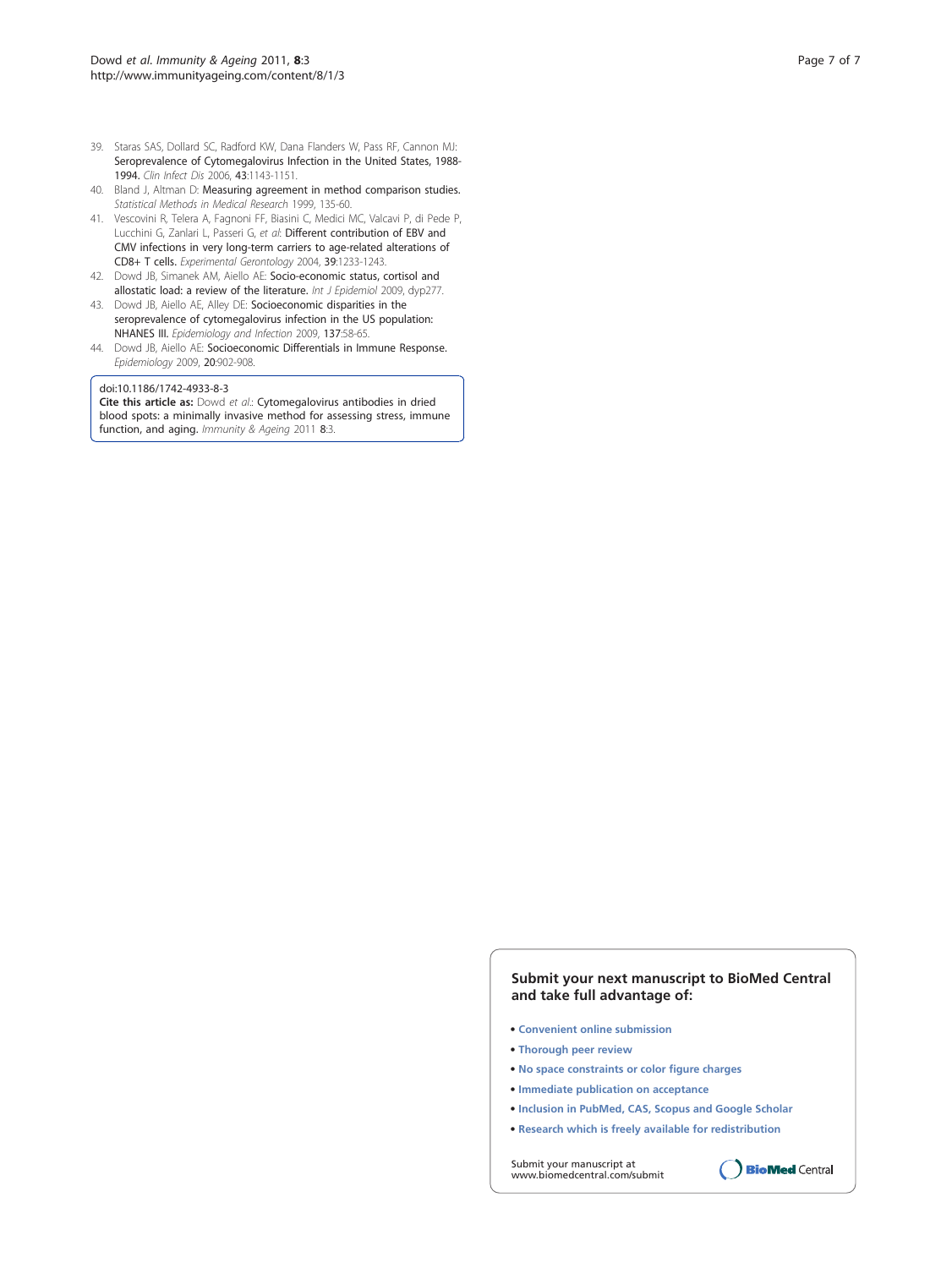39. Staras SAS, Dollard SC, Radford KW, Dana Flanders W, Pass RF, Cannon MJ: **Seroprevalence of Cytomegalovirus Infection in the United States, 1988-1994.** *Clin Infect Dis* 2006, **43**:1143-1151.
40. Bland J, Altman D: **Measuring agreement in method comparison studies.** *Statistical Methods in Medical Research* 1999, 135-60.
41. Vescovini R, Telera A, Fagnoni FF, Biasini C, Medici MC, Valcavi P, di Pede P, Lucchini G, Zanlari L, Passeri G, *et al*: **Different contribution of EBV and CMV infections in very long-term carriers to age-related alterations of CD8+ T cells.** *Experimental Gerontology* 2004, **39**:1233-1243.
42. Dowd JB, Simanek AM, Aiello AE: **Socio-economic status, cortisol and allostatic load: a review of the literature.** *Int J Epidemiol* 2009, dyp277.
43. Dowd JB, Aiello AE, Alley DE: **Socioeconomic disparities in the seroprevalence of cytomegalovirus infection in the US population: NHANES III.** *Epidemiology and Infection* 2009, **137**:58-65.
44. Dowd JB, Aiello AE: **Socioeconomic Differentials in Immune Response.** *Epidemiology* 2009, **20**:902-908.

doi:10.1186/1742-4933-8-3
**Cite this article as:** Dowd *et al.*: Cytomegalovirus antibodies in dried blood spots: a minimally invasive method for assessing stress, immune function, and aging. *Immunity & Ageing* 2011 **8**:3.

**Submit your next manuscript to BioMed Central and take full advantage of:**

- **Convenient online submission**
- **Thorough peer review**
- **No space constraints or color figure charges**
- **Immediate publication on acceptance**
- **Inclusion in PubMed, CAS, Scopus and Google Scholar**
- **Research which is freely available for redistribution**

Submit your manuscript at
www.biomedcentral.com/submit

BioMed Central